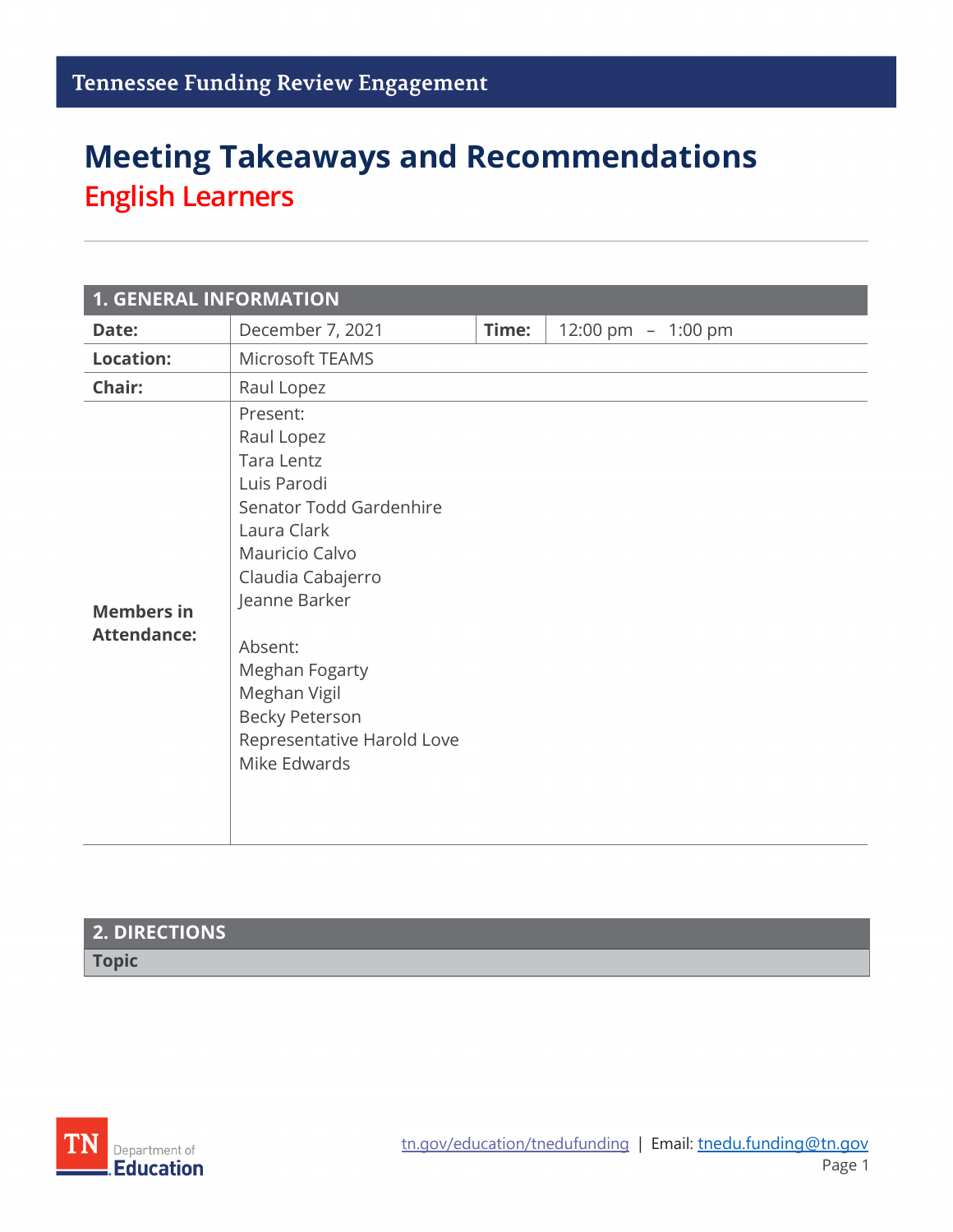Tennessee Funding Review Engagement

# Meeting Takeaways and Recommendations

## English Learners

| 1. GENERAL INFORMATION | | | |
|---|---|---|---|
| **Date:** | December 7, 2021 | **Time:** | 12:00 pm – 1:00 pm |
| **Location:** | Microsoft TEAMS | | |
| **Chair:** | Raul Lopez | | |
| **Members in Attendance:** | Present:<br>Raul Lopez<br>Tara Lentz<br>Luis Parodi<br>Senator Todd Gardenhire<br>Laura Clark<br>Mauricio Calvo<br>Claudia Cabajerro<br>Jeanne Barker<br><br>Absent:<br>Meghan Fogarty<br>Meghan Vigil<br>Becky Peterson<br>Representative Harold Love<br>Mike Edwards | | |

| 2. DIRECTIONS |
|---|
| **Topic** |

tn.gov/education/tnedufunding | Email: tnedu.funding@tn.gov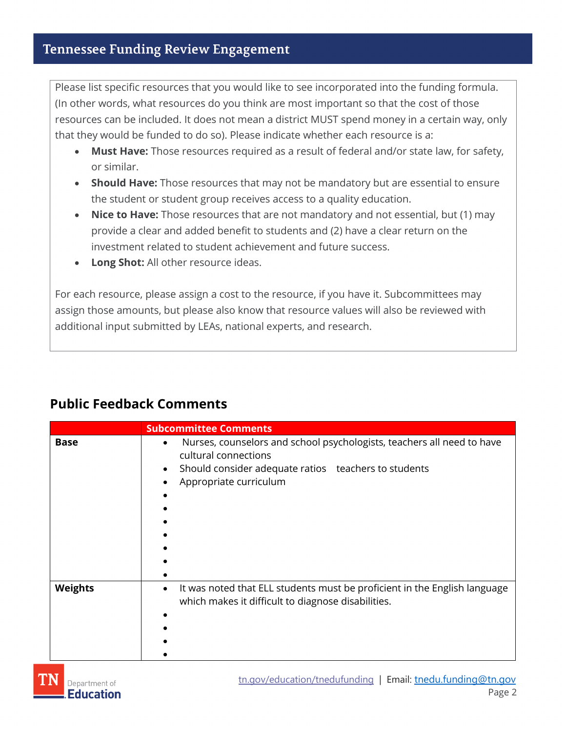Please list specific resources that you would like to see incorporated into the funding formula. (In other words, what resources do you think are most important so that the cost of those resources can be included. It does not mean a district MUST spend money in a certain way, only that they would be funded to do so). Please indicate whether each resource is a:

- **Must Have:** Those resources required as a result of federal and/or state law, for safety, or similar.
- **Should Have:** Those resources that may not be mandatory but are essential to ensure the student or student group receives access to a quality education.
- **Nice to Have:** Those resources that are not mandatory and not essential, but (1) may provide a clear and added benefit to students and (2) have a clear return on the investment related to student achievement and future success.
- **Long Shot:** All other resource ideas.

For each resource, please assign a cost to the resource, if you have it. Subcommittees may assign those amounts, but please also know that resource values will also be reviewed with additional input submitted by LEAs, national experts, and research.

## Public Feedback Comments

| | Subcommittee Comments |
|---|---|
| **Base** | • Nurses, counselors and school psychologists, teachers all need to have cultural connections<br>• Should consider adequate ratios teachers to students<br>• Appropriate curriculum<br>•<br>•<br>•<br>•<br>•<br>•<br>• |
| **Weights** | • It was noted that ELL students must be proficient in the English language which makes it difficult to diagnose disabilities.<br>•<br>•<br>•<br>• |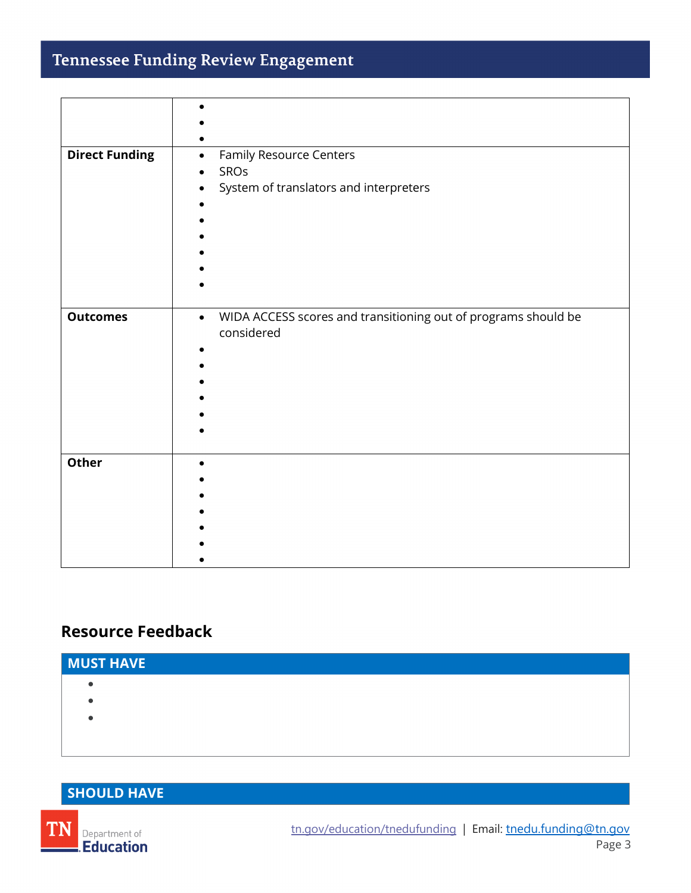| | |
|---|---|
| | • <br>• <br>• |
| **Direct Funding** | • Family Resource Centers<br>• SROs<br>• System of translators and interpreters<br>• <br>• <br>• <br>• <br>• <br>• |
| **Outcomes** | • WIDA ACCESS scores and transitioning out of programs should be considered<br>• <br>• <br>• <br>• <br>• <br>• |
| **Other** | • <br>• <br>• <br>• <br>• <br>• <br>• |

## Resource Feedback

### MUST HAVE

- 
- 
- 

### SHOULD HAVE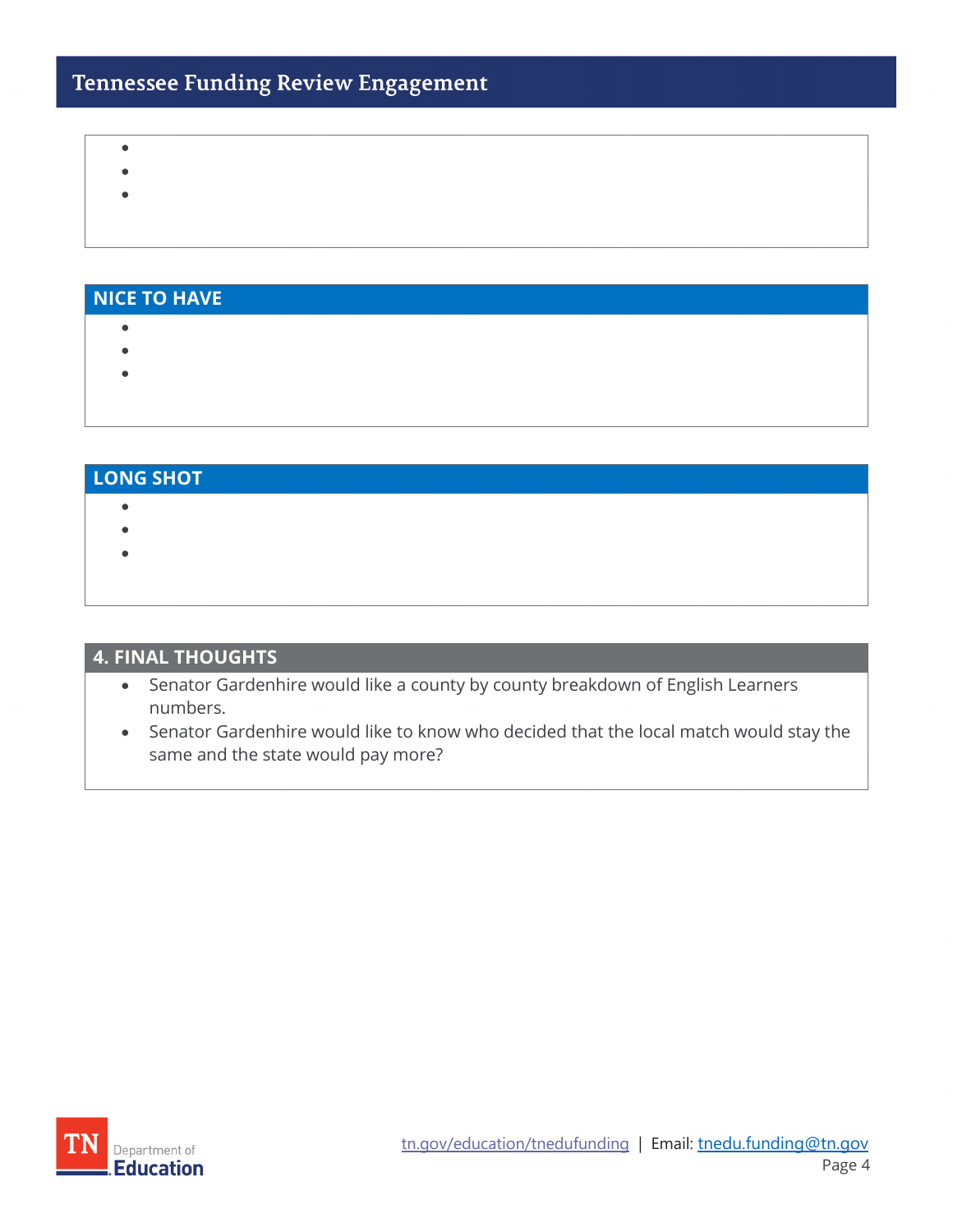## NICE TO HAVE

## LONG SHOT

## 4. FINAL THOUGHTS

- Senator Gardenhire would like a county by county breakdown of English Learners numbers.
- Senator Gardenhire would like to know who decided that the local match would stay the same and the state would pay more?